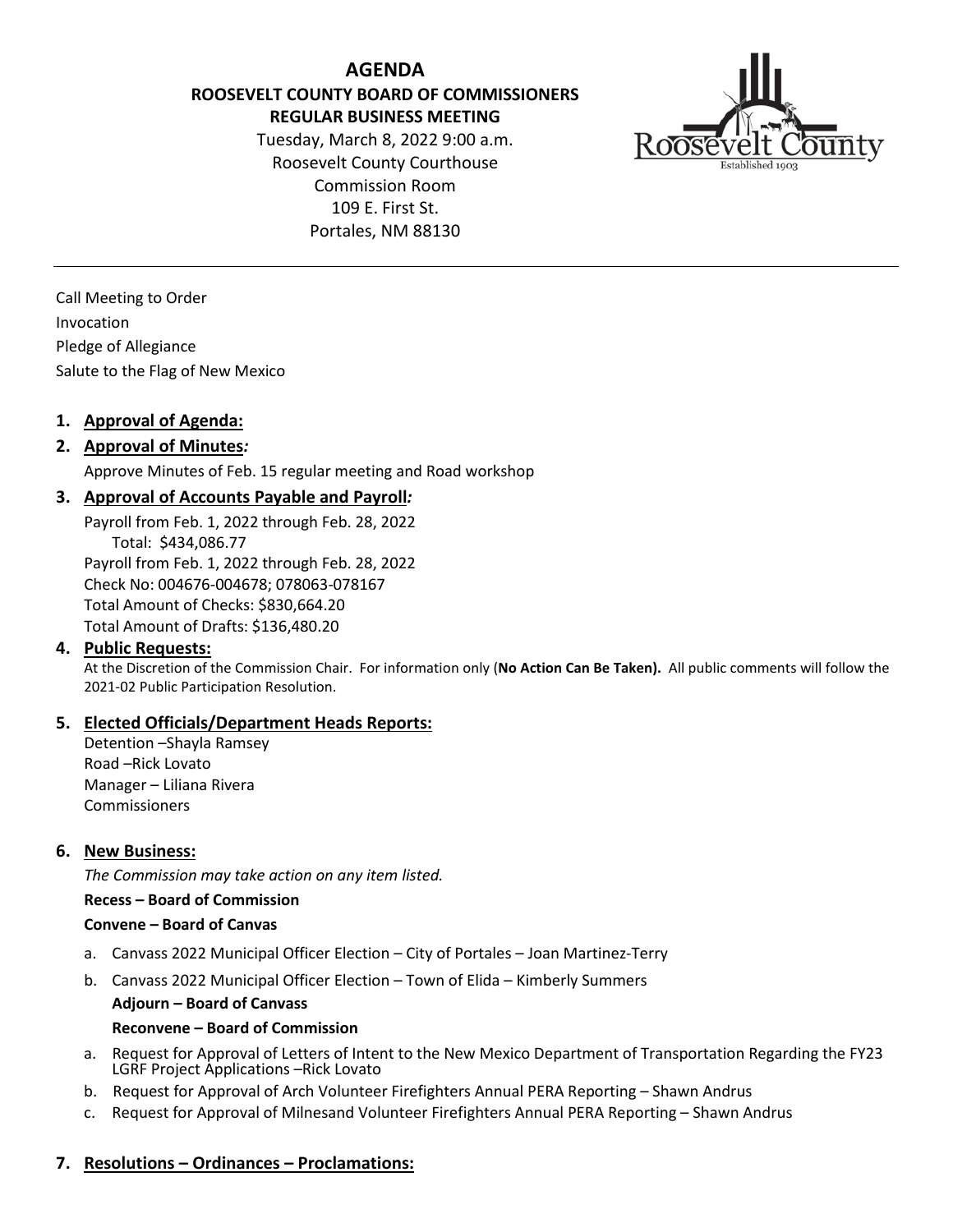# AGENDA

## ROOSEVELT COUNTY BOARD OF COMMISSIONERS
## REGULAR BUSINESS MEETING

Tuesday, March 8, 2022 9:00 a.m.
Roosevelt County Courthouse
Commission Room
109 E. First St.
Portales, NM 88130

---

Call Meeting to Order
Invocation
Pledge of Allegiance
Salute to the Flag of New Mexico

1. **Approval of Agenda:**
2. **Approval of Minutes*:***
   Approve Minutes of Feb. 15 regular meeting and Road workshop
3. **Approval of Accounts Payable and Payroll*:***
   Payroll from Feb. 1, 2022 through Feb. 28, 2022
   Total: $434,086.77
   Payroll from Feb. 1, 2022 through Feb. 28, 2022
   Check No: 004676-004678; 078063-078167
   Total Amount of Checks: $830,664.20
   Total Amount of Drafts: $136,480.20
4. **Public Requests:**
   At the Discretion of the Commission Chair. For information only (**No Action Can Be Taken).** All public comments will follow the 2021-02 Public Participation Resolution.
5. **Elected Officials/Department Heads Reports:**
   Detention –Shayla Ramsey
   Road –Rick Lovato
   Manager – Liliana Rivera
   Commissioners
6. **New Business:**
   *The Commission may take action on any item listed.*

   **Recess – Board of Commission**

   **Convene – Board of Canvas**

   a. Canvass 2022 Municipal Officer Election – City of Portales – Joan Martinez-Terry
   b. Canvass 2022 Municipal Officer Election – Town of Elida – Kimberly Summers

   **Adjourn – Board of Canvass**

   **Reconvene – Board of Commission**

   a. Request for Approval of Letters of Intent to the New Mexico Department of Transportation Regarding the FY23 LGRF Project Applications –Rick Lovato
   b. Request for Approval of Arch Volunteer Firefighters Annual PERA Reporting – Shawn Andrus
   c. Request for Approval of Milnesand Volunteer Firefighters Annual PERA Reporting – Shawn Andrus
7. **Resolutions – Ordinances – Proclamations:**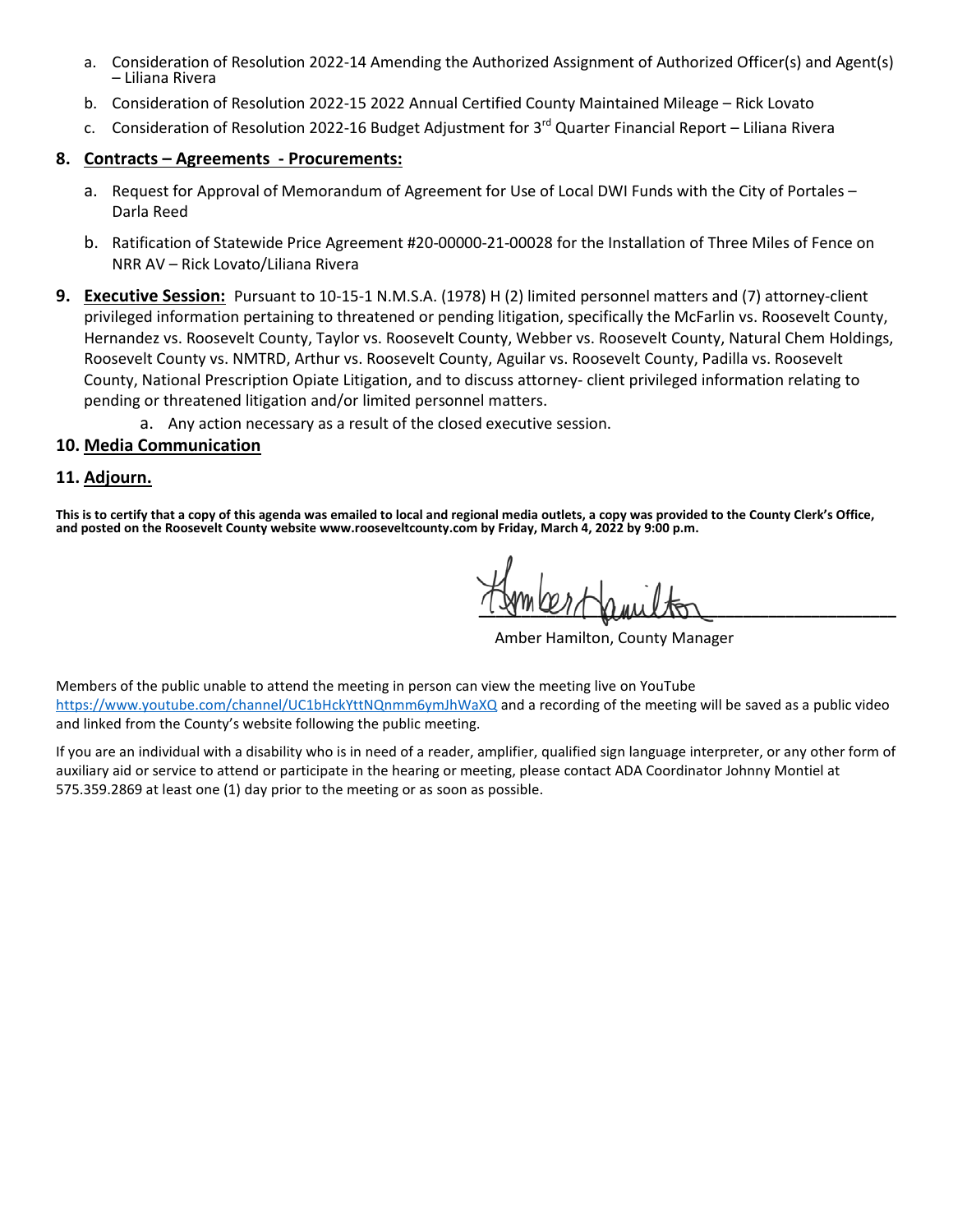a. Consideration of Resolution 2022-14 Amending the Authorized Assignment of Authorized Officer(s) and Agent(s) – Liliana Rivera
b. Consideration of Resolution 2022-15 2022 Annual Certified County Maintained Mileage – Rick Lovato
c. Consideration of Resolution 2022-16 Budget Adjustment for 3rd Quarter Financial Report – Liliana Rivera

**8. Contracts – Agreements - Procurements:**

a. Request for Approval of Memorandum of Agreement for Use of Local DWI Funds with the City of Portales – Darla Reed
b. Ratification of Statewide Price Agreement #20-00000-21-00028 for the Installation of Three Miles of Fence on NRR AV – Rick Lovato/Liliana Rivera

**9. Executive Session:** Pursuant to 10-15-1 N.M.S.A. (1978) H (2) limited personnel matters and (7) attorney-client privileged information pertaining to threatened or pending litigation, specifically the McFarlin vs. Roosevelt County, Hernandez vs. Roosevelt County, Taylor vs. Roosevelt County, Webber vs. Roosevelt County, Natural Chem Holdings, Roosevelt County vs. NMTRD, Arthur vs. Roosevelt County, Aguilar vs. Roosevelt County, Padilla vs. Roosevelt County, National Prescription Opiate Litigation, and to discuss attorney- client privileged information relating to pending or threatened litigation and/or limited personnel matters.

a. Any action necessary as a result of the closed executive session.

**10. Media Communication**

**11. Adjourn.**

**This is to certify that a copy of this agenda was emailed to local and regional media outlets, a copy was provided to the County Clerk's Office, and posted on the Roosevelt County website www.rooseveltcounty.com by Friday, March 4, 2022 by 9:00 p.m.**

Amber Hamilton

Amber Hamilton, County Manager

Members of the public unable to attend the meeting in person can view the meeting live on YouTube https://www.youtube.com/channel/UC1bHckYttNQnmm6ymJhWaXQ and a recording of the meeting will be saved as a public video and linked from the County's website following the public meeting.

If you are an individual with a disability who is in need of a reader, amplifier, qualified sign language interpreter, or any other form of auxiliary aid or service to attend or participate in the hearing or meeting, please contact ADA Coordinator Johnny Montiel at 575.359.2869 at least one (1) day prior to the meeting or as soon as possible.